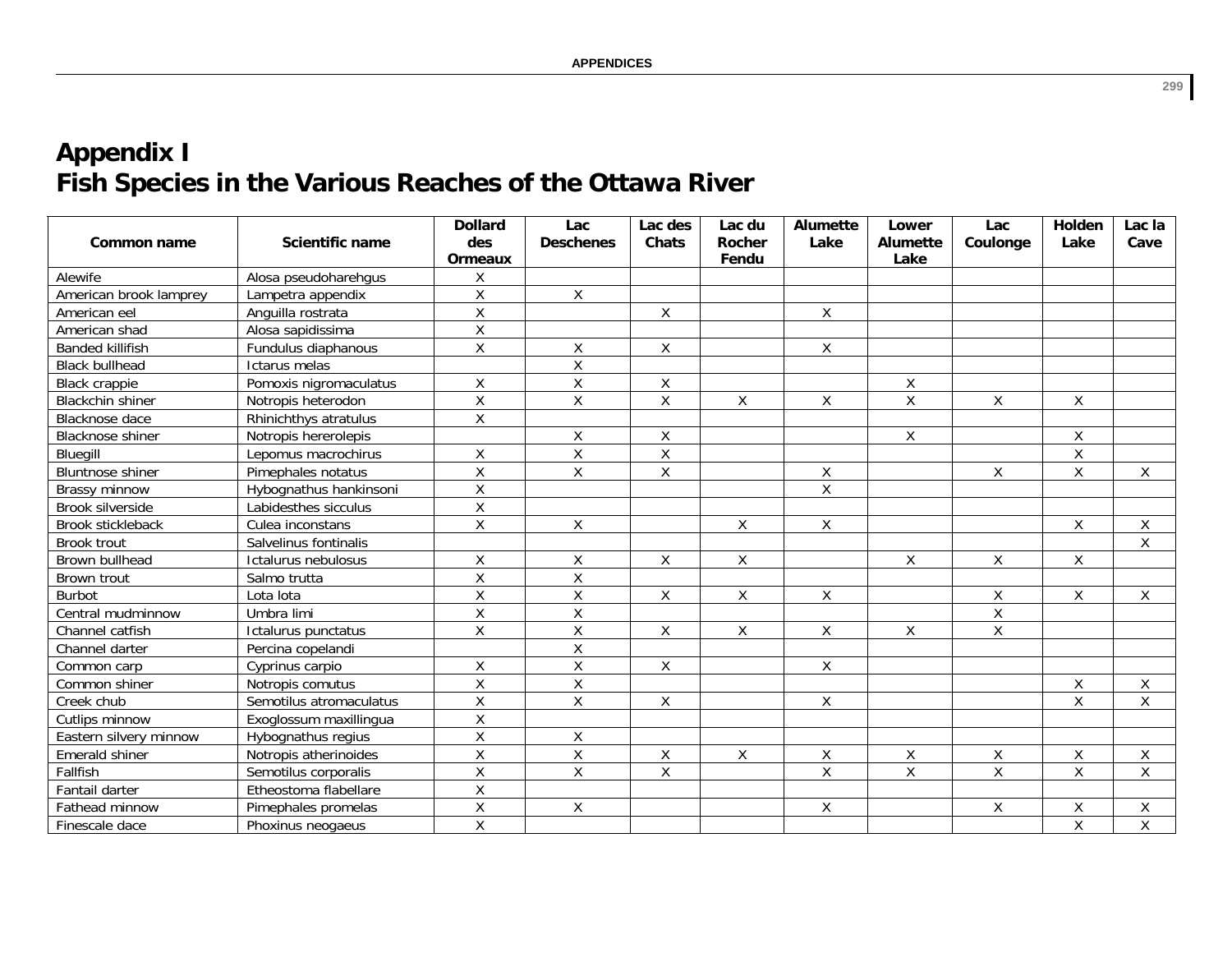# Appendix I
# Fish Species in the Various Reaches of the Ottawa River

| Common name | Scientific name | Dollard des Ormeaux | Lac Deschenes | Lac des Chats | Lac du Rocher Fendu | Alumette Lake | Lower Alumette Lake | Lac Coulonge | Holden Lake | Lac la Cave |
|---|---|---|---|---|---|---|---|---|---|---|
| Alewife | Alosa pseudoharehgus | X | | | | | | | | |
| American brook lamprey | Lampetra appendix | X | X | | | | | | | |
| American eel | Anguilla rostrata | X | | X | | X | | | | |
| American shad | Alosa sapidissima | X | | | | | | | | |
| Banded killifish | Fundulus diaphanous | X | X | X | | X | | | | |
| Black bullhead | Ictarus melas | | X | | | | | | | |
| Black crappie | Pomoxis nigromaculatus | X | X | X | | | X | | | |
| Blackchin shiner | Notropis heterodon | X | X | X | X | X | X | X | X | |
| Blacknose dace | Rhinichthys atratulus | X | | | | | | | | |
| Blacknose shiner | Notropis hererolepis | | X | X | | | X | | X | |
| Bluegill | Lepomus macrochirus | X | X | X | | | | | X | |
| Bluntnose shiner | Pimephales notatus | X | X | X | | X | | X | X | X |
| Brassy minnow | Hybognathus hankinsoni | X | | | | X | | | | |
| Brook silverside | Labidesthes sicculus | X | | | | | | | | |
| Brook stickleback | Culea inconstans | X | X | | X | X | | | X | X |
| Brook trout | Salvelinus fontinalis | | | | | | | | | X |
| Brown bullhead | Ictalurus nebulosus | X | X | X | X | | X | X | X | |
| Brown trout | Salmo trutta | X | X | | | | | | | |
| Burbot | Lota lota | X | X | X | X | X | | X | X | X |
| Central mudminnow | Umbra limi | X | X | | | | | X | | |
| Channel catfish | Ictalurus punctatus | X | X | X | X | X | X | X | | |
| Channel darter | Percina copelandi | | X | | | | | | | |
| Common carp | Cyprinus carpio | X | X | X | | X | | | | |
| Common shiner | Notropis comutus | X | X | | | | | | X | X |
| Creek chub | Semotilus atromaculatus | X | X | X | | X | | | X | X |
| Cutlips minnow | Exoglossum maxillingua | X | | | | | | | | |
| Eastern silvery minnow | Hybognathus regius | X | X | | | | | | | |
| Emerald shiner | Notropis atherinoides | X | X | X | X | X | X | X | X | X |
| Fallfish | Semotilus corporalis | X | X | X | | X | X | X | X | X |
| Fantail darter | Etheostoma flabellare | X | | | | | | | | |
| Fathead minnow | Pimephales promelas | X | X | | | X | | X | X | X |
| Finescale dace | Phoxinus neogaeus | X | | | | | | | X | X |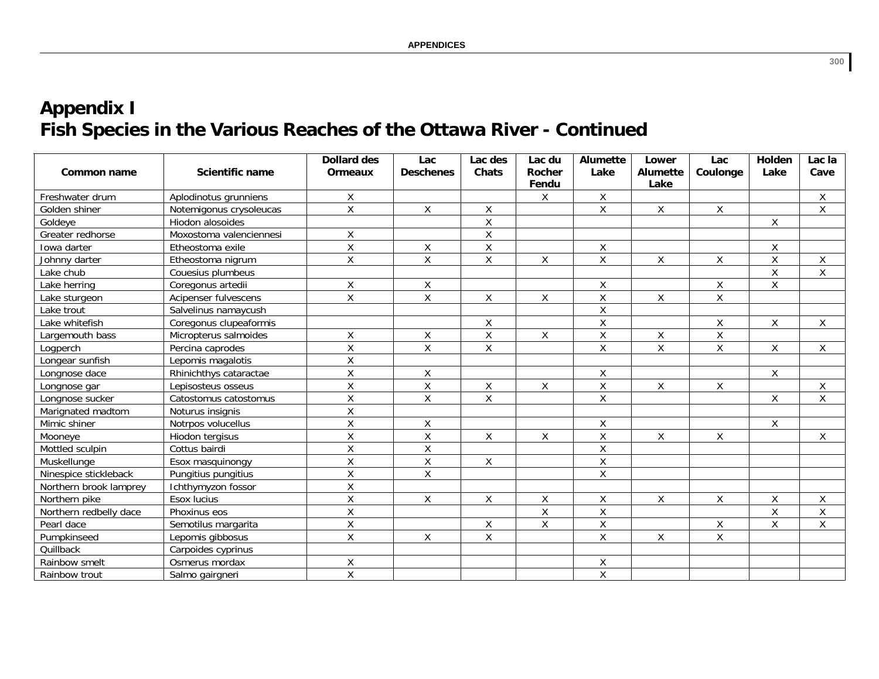# Appendix I
# Fish Species in the Various Reaches of the Ottawa River - Continued

| Common name | Scientific name | Dollard des Ormeaux | Lac Deschenes | Lac des Chats | Lac du Rocher Fendu | Alumette Lake | Lower Alumette Lake | Lac Coulonge | Holden Lake | Lac la Cave |
|---|---|---|---|---|---|---|---|---|---|---|
| Freshwater drum | Aplodinotus grunniens | X | | | X | X | | | | X |
| Golden shiner | Notemigonus crysoleucas | X | X | X | | X | X | X | | X |
| Goldeye | Hiodon alosoides | | | X | | | | | X | |
| Greater redhorse | Moxostoma valenciennesi | X | | X | | | | | | |
| Iowa darter | Etheostoma exile | X | X | X | | X | | | X | |
| Johnny darter | Etheostoma nigrum | X | X | X | X | X | X | X | X | X |
| Lake chub | Couesius plumbeus | | | | | | | | X | X |
| Lake herring | Coregonus artedii | X | X | | | X | | X | X | |
| Lake sturgeon | Acipenser fulvescens | X | X | X | X | X | X | X | | |
| Lake trout | Salvelinus namaycush | | | | | X | | | | |
| Lake whitefish | Coregonus clupeaformis | | | X | | X | | X | X | X |
| Largemouth bass | Micropterus salmoides | X | X | X | X | X | X | X | | |
| Logperch | Percina caprodes | X | X | X | | X | X | X | X | X |
| Longear sunfish | Lepomis magalotis | X | | | | | | | | |
| Longnose dace | Rhinichthys cataractae | X | X | | | X | | | X | |
| Longnose gar | Lepisosteus osseus | X | X | X | X | X | X | X | | X |
| Longnose sucker | Catostomus catostomus | X | X | X | | X | | | X | X |
| Marignated madtom | Noturus insignis | X | | | | | | | | |
| Mimic shiner | Notrpos volucellus | X | X | | | X | | | X | |
| Mooneye | Hiodon tergisus | X | X | X | X | X | X | X | | X |
| Mottled sculpin | Cottus bairdi | X | X | | | X | | | | |
| Muskellunge | Esox masquinongy | X | X | X | | X | | | | |
| Ninespice stickleback | Pungitius pungitius | X | X | | | X | | | | |
| Northern brook lamprey | Ichthymyzon fossor | X | | | | | | | | |
| Northern pike | Esox lucius | X | X | X | X | X | X | X | X | X |
| Northern redbelly dace | Phoxinus eos | X | | | X | X | | | X | X |
| Pearl dace | Semotilus margarita | X | | X | X | X | | X | X | X |
| Pumpkinseed | Lepomis gibbosus | X | X | X | | X | X | X | | |
| Quillback | Carpoides cyprinus | | | | | | | | | |
| Rainbow smelt | Osmerus mordax | X | | | | X | | | | |
| Rainbow trout | Salmo gairgneri | X | | | | X | | | | |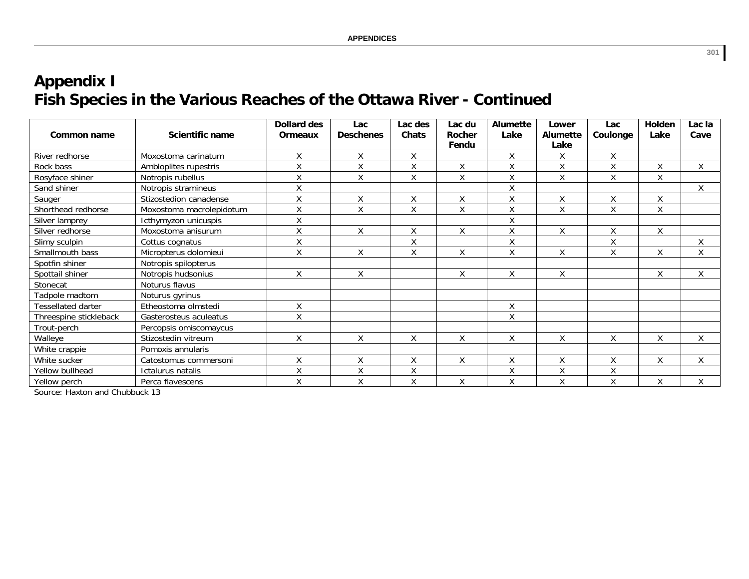# Appendix I
# Fish Species in the Various Reaches of the Ottawa River - Continued

| Common name | Scientific name | Dollard des Ormeaux | Lac Deschenes | Lac des Chats | Lac du Rocher Fendu | Alumette Lake | Lower Alumette Lake | Lac Coulonge | Holden Lake | Lac la Cave |
|---|---|---|---|---|---|---|---|---|---|---|
| River redhorse | Moxostoma carinatum | X | X | X | | X | X | X | | |
| Rock bass | Ambloplites rupestris | X | X | X | X | X | X | X | X | X |
| Rosyface shiner | Notropis rubellus | X | X | X | X | X | X | X | X | |
| Sand shiner | Notropis stramineus | X | | | | X | | | | X |
| Sauger | Stizostedion canadense | X | X | X | X | X | X | X | X | |
| Shorthead redhorse | Moxostoma macrolepidotum | X | X | X | X | X | X | X | X | |
| Silver lamprey | Icthymyzon unicuspis | X | | | | X | | | | |
| Silver redhorse | Moxostoma anisurum | X | X | X | X | X | X | X | X | |
| Slimy sculpin | Cottus cognatus | X | | X | | X | | X | | X |
| Smallmouth bass | Micropterus dolomieui | X | X | X | X | X | X | X | X | X |
| Spotfin shiner | Notropis spilopterus | | | | | | | | | |
| Spottail shiner | Notropis hudsonius | X | X | | X | X | X | | X | X |
| Stonecat | Noturus flavus | | | | | | | | | |
| Tadpole madtom | Noturus gyrinus | | | | | | | | | |
| Tessellated darter | Etheostoma olmstedi | X | | | | X | | | | |
| Threespine stickleback | Gasterosteus aculeatus | X | | | | X | | | | |
| Trout-perch | Percopsis omiscomaycus | | | | | | | | | |
| Walleye | Stizostedin vitreum | X | X | X | X | X | X | X | X | X |
| White crappie | Pomoxis annularis | | | | | | | | | |
| White sucker | Catostomus commersoni | X | X | X | X | X | X | X | X | X |
| Yellow bullhead | Ictalurus natalis | X | X | X | | X | X | X | | |
| Yellow perch | Perca flavescens | X | X | X | X | X | X | X | X | X |

Source: Haxton and Chubbuck 13